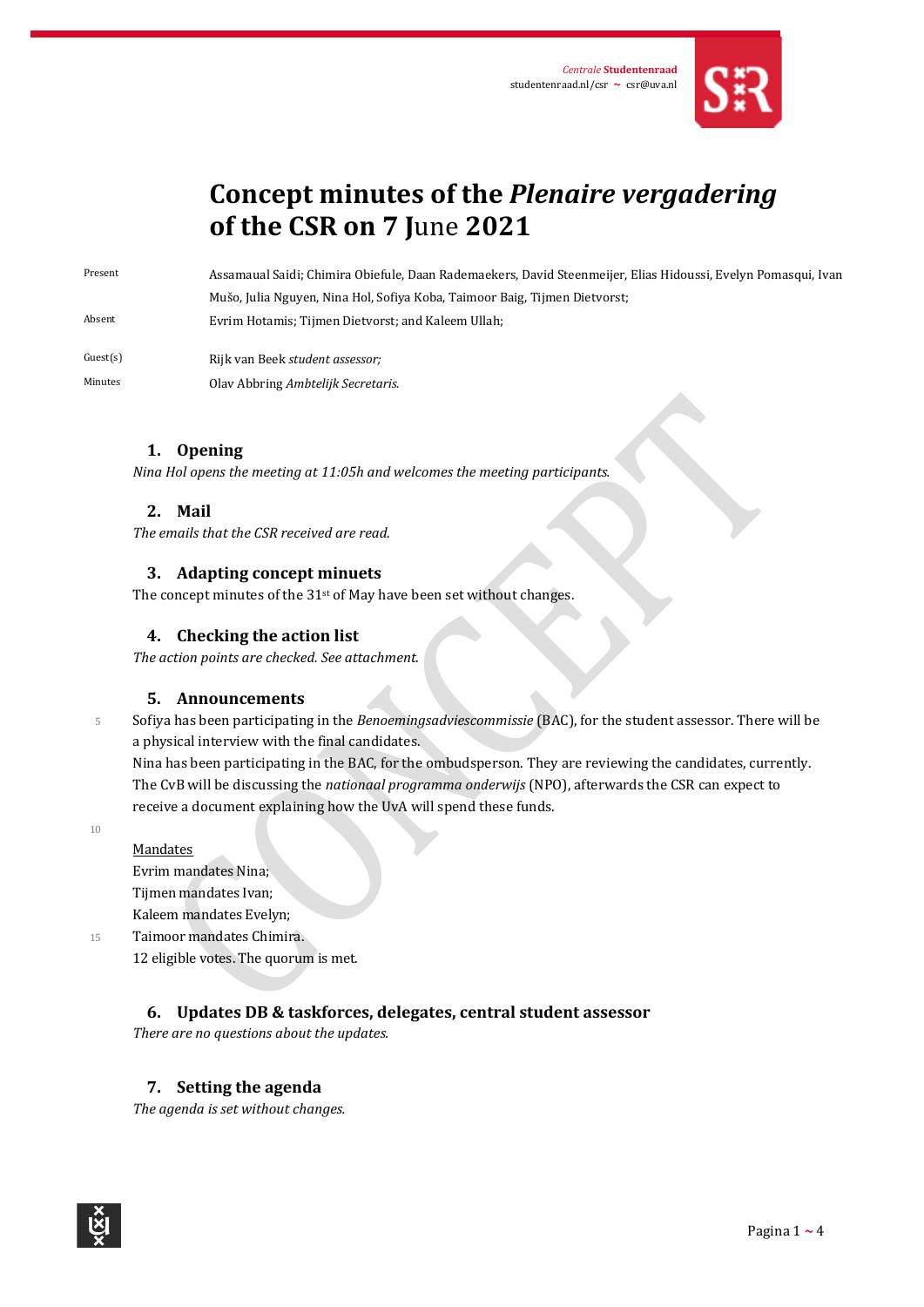Centrale Studentenraad
studentenraad.nl/csr ~ csr@uva.nl

# Concept minutes of the *Plenaire vergadering* of the CSR on 7 June 2021

Present: Assamaual Saidi; Chimira Obiefule, Daan Rademaekers, David Steenmeijer, Elias Hidoussi, Evelyn Pomasqui, Ivan Mušo, Julia Nguyen, Nina Hol, Sofiya Koba, Taimoor Baig, Tijmen Dietvorst;

Absent: Evrim Hotamis; Tijmen Dietvorst; and Kaleem Ullah;

Guest(s): Rijk van Beek *student assessor;*

Minutes: Olav Abbring *Ambtelijk Secretaris.*

## 1. Opening

*Nina Hol opens the meeting at 11:05h and welcomes the meeting participants.*

## 2. Mail

*The emails that the CSR received are read.*

## 3. Adapting concept minuets

The concept minutes of the 31st of May have been set without changes.

## 4. Checking the action list

*The action points are checked. See attachment.*

## 5. Announcements

Sofiya has been participating in the *Benoemingsadviescommissie* (BAC), for the student assessor. There will be a physical interview with the final candidates.

Nina has been participating in the BAC, for the ombudsperson. They are reviewing the candidates, currently.

The CvB will be discussing the *nationaal programma onderwijs* (NPO), afterwards the CSR can expect to receive a document explaining how the UvA will spend these funds.

Mandates

Evrim mandates Nina;

Tijmen mandates Ivan;

Kaleem mandates Evelyn;

Taimoor mandates Chimira.

12 eligible votes. The quorum is met.

## 6. Updates DB & taskforces, delegates, central student assessor

*There are no questions about the updates.*

## 7. Setting the agenda

*The agenda is set without changes.*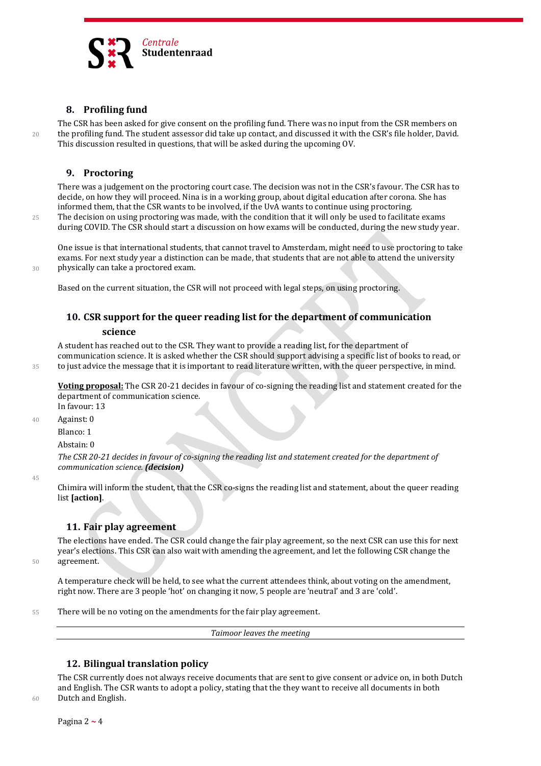## 8. Profiling fund

The CSR has been asked for give consent on the profiling fund. There was no input from the CSR members on the profiling fund. The student assessor did take up contact, and discussed it with the CSR's file holder, David. This discussion resulted in questions, that will be asked during the upcoming OV.

## 9. Proctoring

There was a judgement on the proctoring court case. The decision was not in the CSR's favour. The CSR has to decide, on how they will proceed. Nina is in a working group, about digital education after corona. She has informed them, that the CSR wants to be involved, if the UvA wants to continue using proctoring.
The decision on using proctoring was made, with the condition that it will only be used to facilitate exams during COVID. The CSR should start a discussion on how exams will be conducted, during the new study year.

One issue is that international students, that cannot travel to Amsterdam, might need to use proctoring to take exams. For next study year a distinction can be made, that students that are not able to attend the university physically can take a proctored exam.

Based on the current situation, the CSR will not proceed with legal steps, on using proctoring.

## 10. CSR support for the queer reading list for the department of communication science

A student has reached out to the CSR. They want to provide a reading list, for the department of communication science. It is asked whether the CSR should support advising a specific list of books to read, or to just advice the message that it is important to read literature written, with the queer perspective, in mind.

**Voting proposal:** The CSR 20-21 decides in favour of co-signing the reading list and statement created for the department of communication science.
In favour: 13

Against: 0

Blanco: 1

Abstain: 0

*The CSR 20-21 decides in favour of co-signing the reading list and statement created for the department of communication science.* ***(decision)***

Chimira will inform the student, that the CSR co-signs the reading list and statement, about the queer reading list **[action]**.

## 11. Fair play agreement

The elections have ended. The CSR could change the fair play agreement, so the next CSR can use this for next year's elections. This CSR can also wait with amending the agreement, and let the following CSR change the agreement.

A temperature check will be held, to see what the current attendees think, about voting on the amendment, right now. There are 3 people 'hot' on changing it now, 5 people are 'neutral' and 3 are 'cold'.

There will be no voting on the amendments for the fair play agreement.

---

*Taimoor leaves the meeting*

---

## 12. Bilingual translation policy

The CSR currently does not always receive documents that are sent to give consent or advice on, in both Dutch and English. The CSR wants to adopt a policy, stating that the they want to receive all documents in both Dutch and English.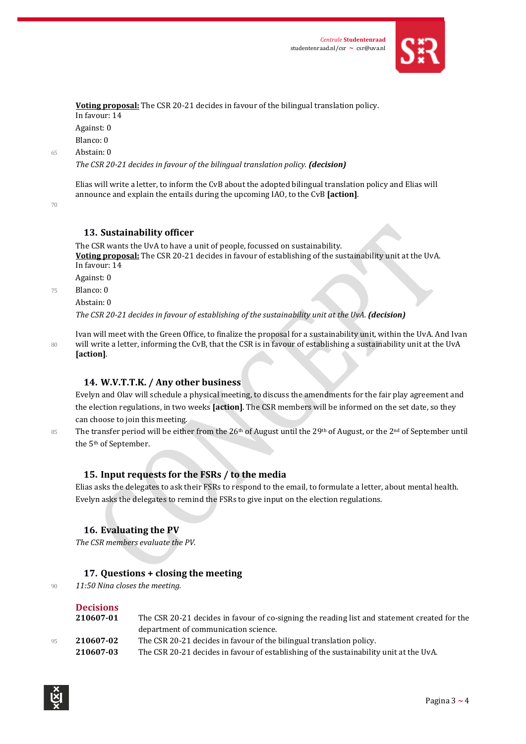**Voting proposal:** The CSR 20-21 decides in favour of the bilingual translation policy.
In favour: 14
Against: 0
Blanco: 0
Abstain: 0
*The CSR 20-21 decides in favour of the bilingual translation policy.* ***(decision)***

Elias will write a letter, to inform the CvB about the adopted bilingual translation policy and Elias will announce and explain the entails during the upcoming IAO, to the CvB **[action]**.

## 13. Sustainability officer

The CSR wants the UvA to have a unit of people, focussed on sustainability.
**Voting proposal:** The CSR 20-21 decides in favour of establishing of the sustainability unit at the UvA.
In favour: 14
Against: 0
Blanco: 0
Abstain: 0
*The CSR 20-21 decides in favour of establishing of the sustainability unit at the UvA.* ***(decision)***

Ivan will meet with the Green Office, to finalize the proposal for a sustainability unit, within the UvA. And Ivan will write a letter, informing the CvB, that the CSR is in favour of establishing a sustainability unit at the UvA **[action]**.

## 14. W.V.T.T.K. / Any other business

Evelyn and Olav will schedule a physical meeting, to discuss the amendments for the fair play agreement and the election regulations, in two weeks **[action]**. The CSR members will be informed on the set date, so they can choose to join this meeting.
The transfer period will be either from the 26th of August until the 29th of August, or the 2nd of September until the 5th of September.

## 15. Input requests for the FSRs / to the media

Elias asks the delegates to ask their FSRs to respond to the email, to formulate a letter, about mental health.
Evelyn asks the delegates to remind the FSRs to give input on the election regulations.

## 16. Evaluating the PV

*The CSR members evaluate the PV.*

## 17. Questions + closing the meeting

*11:50 Nina closes the meeting.*

## Decisions

| | |
|---|---|
| **210607-01** | The CSR 20-21 decides in favour of co-signing the reading list and statement created for the department of communication science. |
| **210607-02** | The CSR 20-21 decides in favour of the bilingual translation policy. |
| **210607-03** | The CSR 20-21 decides in favour of establishing of the sustainability unit at the UvA. |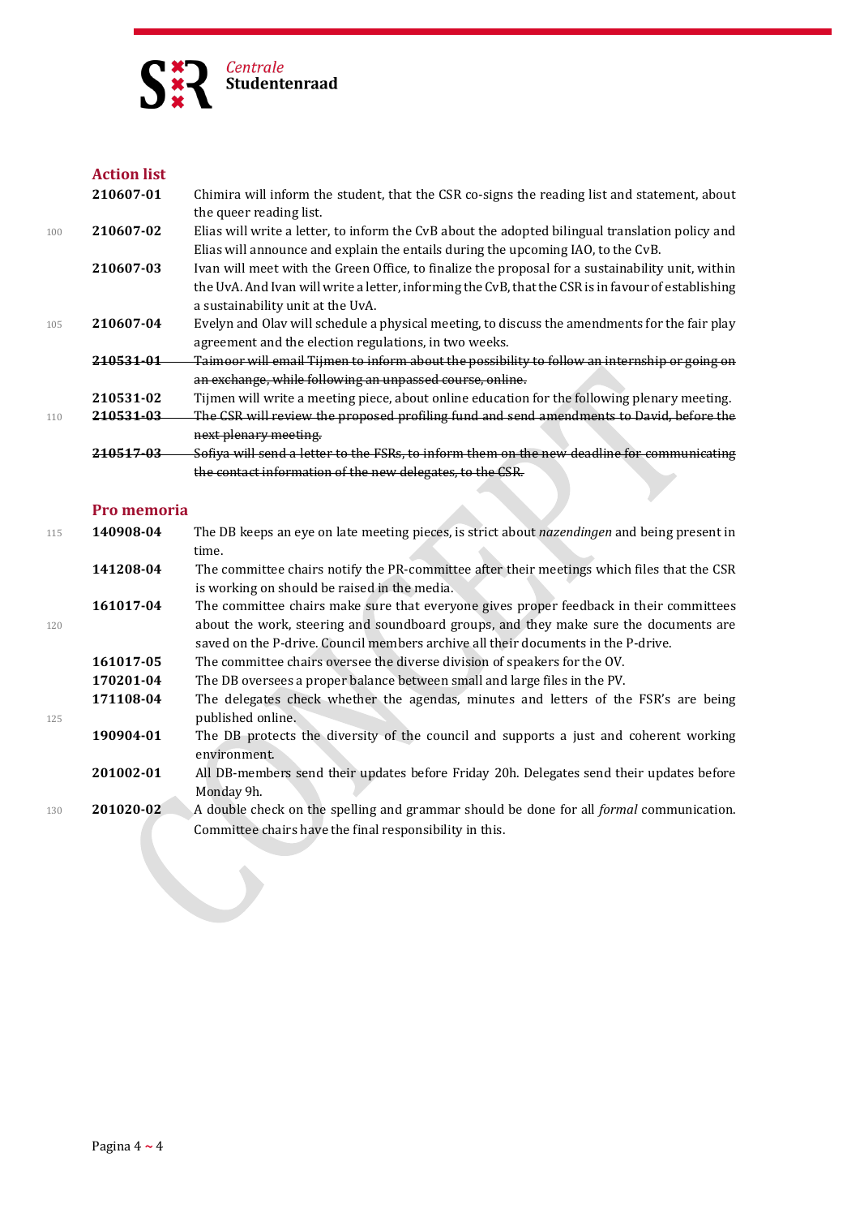## Action list

| | |
|---|---|
| **210607-01** | Chimira will inform the student, that the CSR co-signs the reading list and statement, about the queer reading list. |
| **210607-02** | Elias will write a letter, to inform the CvB about the adopted bilingual translation policy and Elias will announce and explain the entails during the upcoming IAO, to the CvB. |
| **210607-03** | Ivan will meet with the Green Office, to finalize the proposal for a sustainability unit, within the UvA. And Ivan will write a letter, informing the CvB, that the CSR is in favour of establishing a sustainability unit at the UvA. |
| **210607-04** | Evelyn and Olav will schedule a physical meeting, to discuss the amendments for the fair play agreement and the election regulations, in two weeks. |
| ~~**210531-01**~~ | ~~Taimoor will email Tijmen to inform about the possibility to follow an internship or going on an exchange, while following an unpassed course, online.~~ |
| **210531-02** | Tijmen will write a meeting piece, about online education for the following plenary meeting. |
| ~~**210531-03**~~ | ~~The CSR will review the proposed profiling fund and send amendments to David, before the next plenary meeting.~~ |
| ~~**210517-03**~~ | ~~Sofiya will send a letter to the FSRs, to inform them on the new deadline for communicating the contact information of the new delegates, to the CSR.~~ |

## Pro memoria

| | |
|---|---|
| **140908-04** | The DB keeps an eye on late meeting pieces, is strict about *nazendingen* and being present in time. |
| **141208-04** | The committee chairs notify the PR-committee after their meetings which files that the CSR is working on should be raised in the media. |
| **161017-04** | The committee chairs make sure that everyone gives proper feedback in their committees about the work, steering and soundboard groups, and they make sure the documents are saved on the P-drive. Council members archive all their documents in the P-drive. |
| **161017-05** | The committee chairs oversee the diverse division of speakers for the OV. |
| **170201-04** | The DB oversees a proper balance between small and large files in the PV. |
| **171108-04** | The delegates check whether the agendas, minutes and letters of the FSR's are being published online. |
| **190904-01** | The DB protects the diversity of the council and supports a just and coherent working environment. |
| **201002-01** | All DB-members send their updates before Friday 20h. Delegates send their updates before Monday 9h. |
| **201020-02** | A double check on the spelling and grammar should be done for all *formal* communication. Committee chairs have the final responsibility in this. |